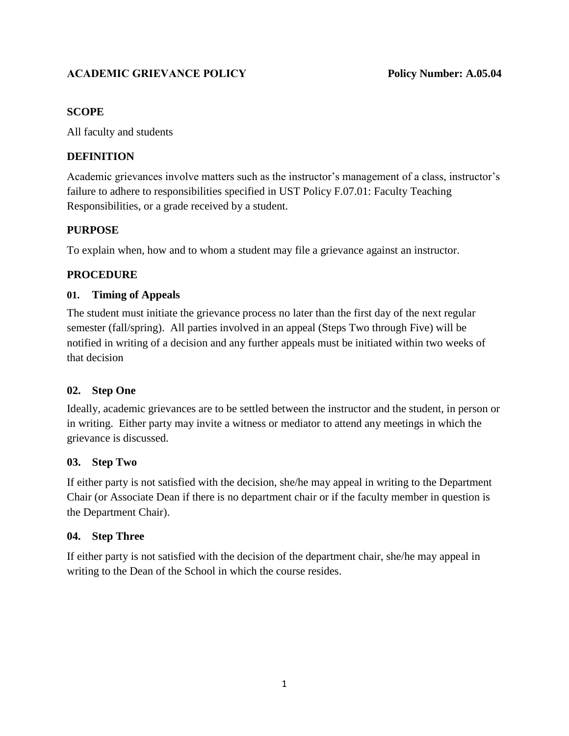**ACADEMIC GRIEVANCE POLICY** **Policy Number: A.05.04**

## SCOPE

All faculty and students

## DEFINITION

Academic grievances involve matters such as the instructor's management of a class, instructor's failure to adhere to responsibilities specified in UST Policy F.07.01: Faculty Teaching Responsibilities, or a grade received by a student.

## PURPOSE

To explain when, how and to whom a student may file a grievance against an instructor.

## PROCEDURE

### 01. Timing of Appeals

The student must initiate the grievance process no later than the first day of the next regular semester (fall/spring). All parties involved in an appeal (Steps Two through Five) will be notified in writing of a decision and any further appeals must be initiated within two weeks of that decision

### 02. Step One

Ideally, academic grievances are to be settled between the instructor and the student, in person or in writing. Either party may invite a witness or mediator to attend any meetings in which the grievance is discussed.

### 03. Step Two

If either party is not satisfied with the decision, she/he may appeal in writing to the Department Chair (or Associate Dean if there is no department chair or if the faculty member in question is the Department Chair).

### 04. Step Three

If either party is not satisfied with the decision of the department chair, she/he may appeal in writing to the Dean of the School in which the course resides.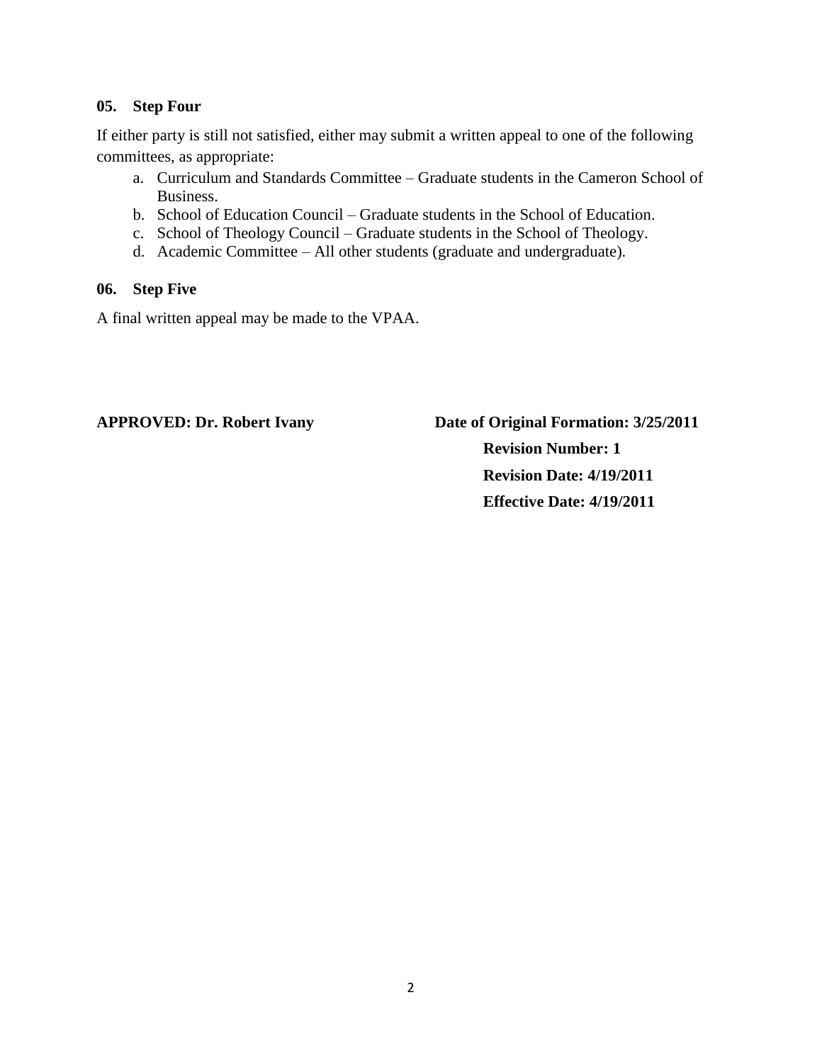**05. Step Four**

If either party is still not satisfied, either may submit a written appeal to one of the following committees, as appropriate:

a. Curriculum and Standards Committee – Graduate students in the Cameron School of Business.
b. School of Education Council – Graduate students in the School of Education.
c. School of Theology Council – Graduate students in the School of Theology.
d. Academic Committee – All other students (graduate and undergraduate).

**06. Step Five**

A final written appeal may be made to the VPAA.

**APPROVED: Dr. Robert Ivany**

**Date of Original Formation: 3/25/2011**

**Revision Number: 1**

**Revision Date: 4/19/2011**

**Effective Date: 4/19/2011**